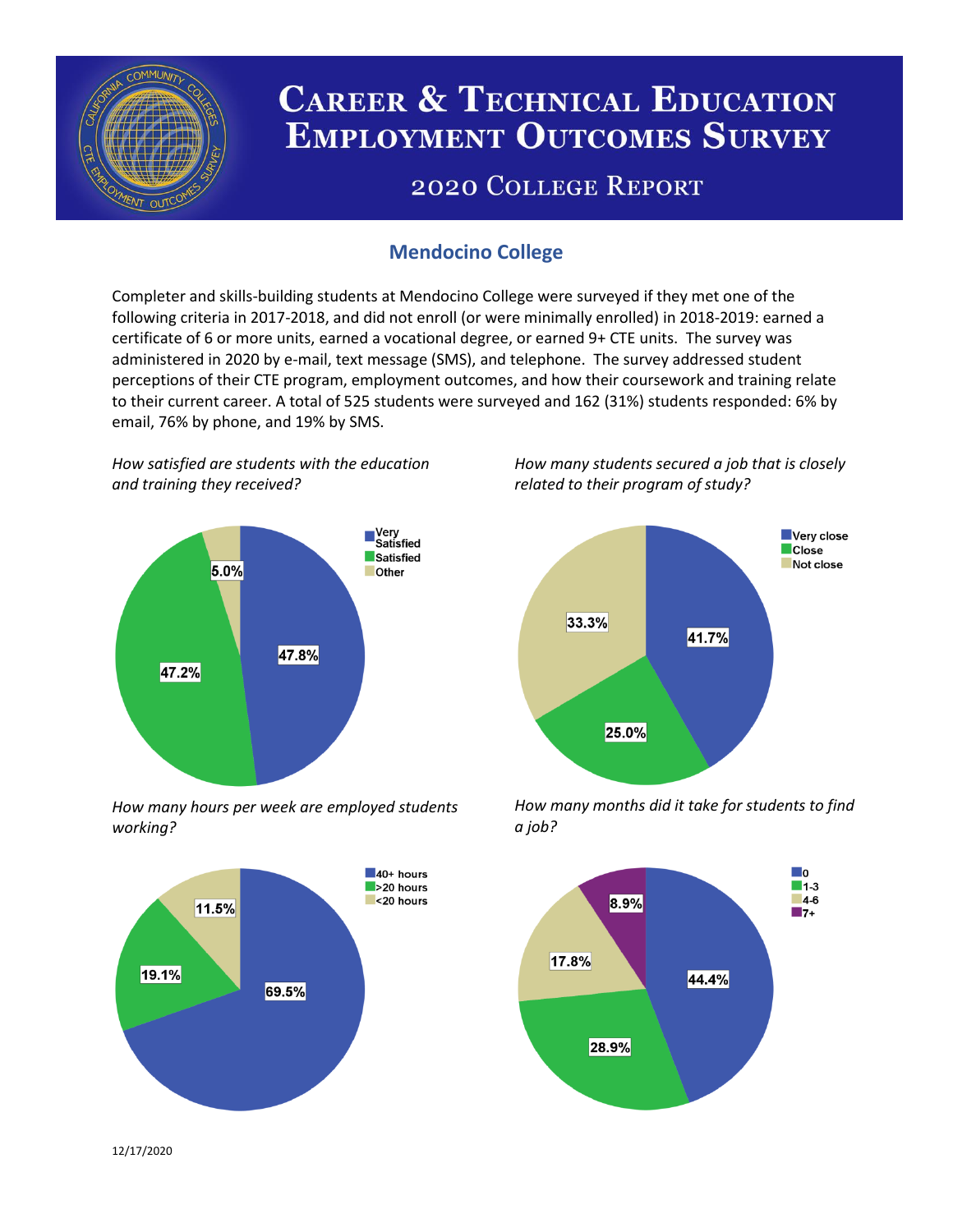# Career & Technical Education Employment Outcomes Survey

## 2020 College Report

### Mendocino College

Completer and skills-building students at Mendocino College were surveyed if they met one of the following criteria in 2017-2018, and did not enroll (or were minimally enrolled) in 2018-2019: earned a certificate of 6 or more units, earned a vocational degree, or earned 9+ CTE units. The survey was administered in 2020 by e-mail, text message (SMS), and telephone. The survey addressed student perceptions of their CTE program, employment outcomes, and how their coursework and training relate to their current career. A total of 525 students were surveyed and 162 (31%) students responded: 6% by email, 76% by phone, and 19% by SMS.

*How satisfied are students with the education and training they received?*

| Response | Percent |
| --- | --- |
| Very Satisfied | 47.8% |
| Satisfied | 47.2% |
| Other | 5.0% |

*How many students secured a job that is closely related to their program of study?*

| Response | Percent |
| --- | --- |
| Very close | 41.7% |
| Close | 25.0% |
| Not close | 33.3% |

*How many hours per week are employed students working?*

| Response | Percent |
| --- | --- |
| 40+ hours | 69.5% |
| >20 hours | 19.1% |
| <20 hours | 11.5% |

*How many months did it take for students to find a job?*

| Months | Percent |
| --- | --- |
| 0 | 44.4% |
| 1-3 | 28.9% |
| 4-6 | 17.8% |
| 7+ | 8.9% |

12/17/2020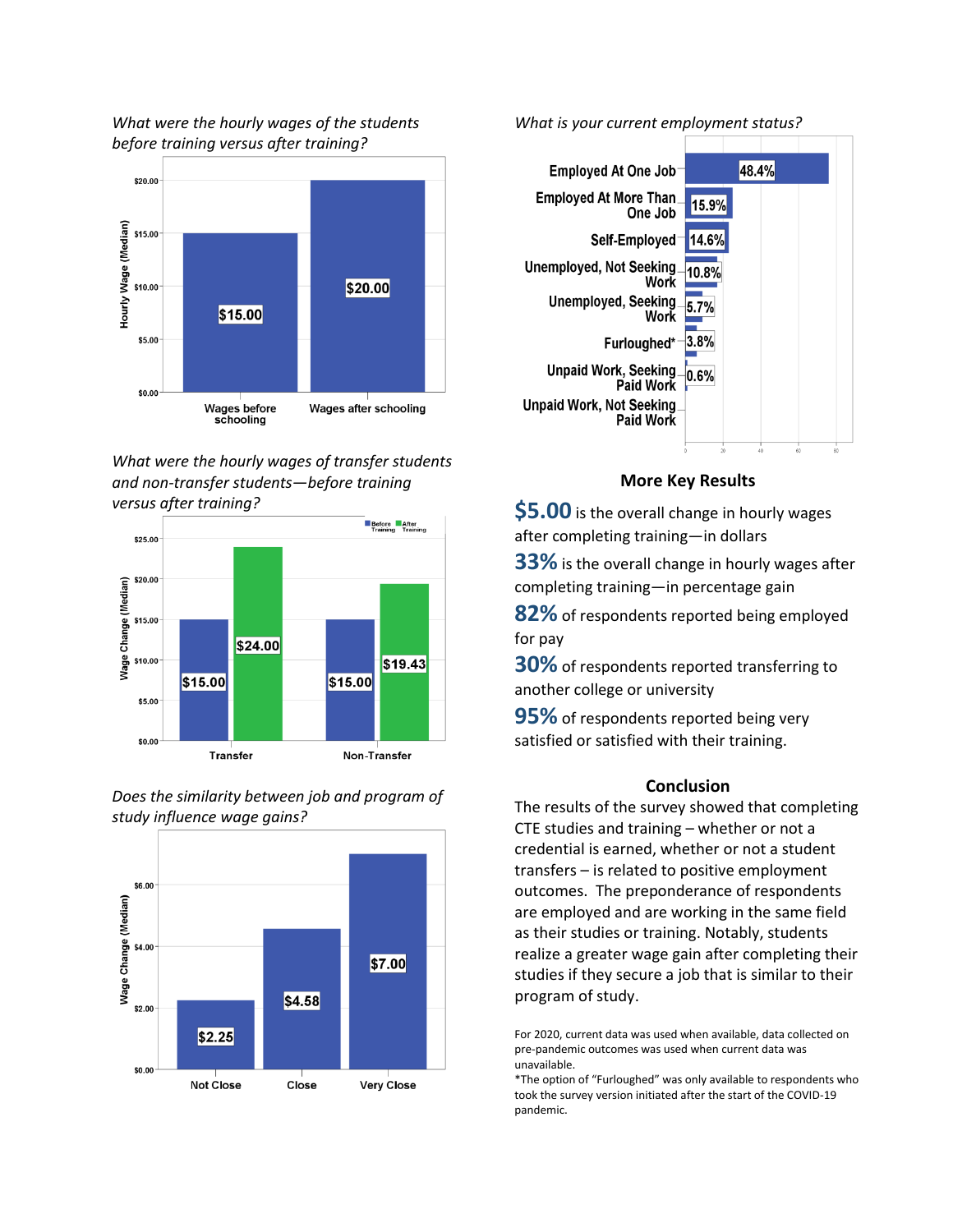*What were the hourly wages of the students before training versus after training?*

Hourly Wage (Median)

$20.00
$15.00
$10.00
$5.00
$0.00

$15.00
$20.00

Wages before schooling
Wages after schooling

*What were the hourly wages of transfer students and non-transfer students—before training versus after training?*

Before Training
After Training

Wage Change (Median)

$25.00
$20.00
$15.00
$10.00
$5.00
$0.00

$15.00
$24.00
$15.00
$19.43

Transfer
Non-Transfer

*Does the similarity between job and program of study influence wage gains?*

Wage Change (Median)

$6.00
$4.00
$2.00
$0.00

$2.25
$4.58
$7.00

Not Close
Close
Very Close

*What is your current employment status?*

Employed At One Job 48.4%
Employed At More Than One Job 15.9%
Self-Employed 14.6%
Unemployed, Not Seeking Work 10.8%
Unemployed, Seeking Work 5.7%
Furloughed* 3.8%
Unpaid Work, Seeking Paid Work 0.6%
Unpaid Work, Not Seeking Paid Work

0
20
40
60
80

## More Key Results

**$5.00** is the overall change in hourly wages after completing training—in dollars

**33%** is the overall change in hourly wages after completing training—in percentage gain

**82%** of respondents reported being employed for pay

**30%** of respondents reported transferring to another college or university

**95%** of respondents reported being very satisfied or satisfied with their training.

## Conclusion

The results of the survey showed that completing CTE studies and training – whether or not a credential is earned, whether or not a student transfers – is related to positive employment outcomes. The preponderance of respondents are employed and are working in the same field as their studies or training. Notably, students realize a greater wage gain after completing their studies if they secure a job that is similar to their program of study.

For 2020, current data was used when available, data collected on pre-pandemic outcomes was used when current data was unavailable.
*The option of "Furloughed" was only available to respondents who took the survey version initiated after the start of the COVID-19 pandemic.